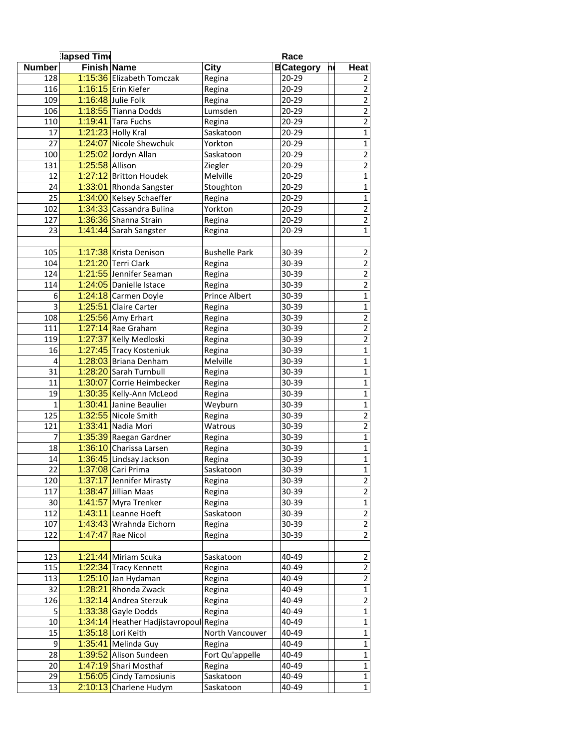| Number | Elapsed Time Finish | Name | City | B | Race Category | nd | Heat |
|---|---|---|---|---|---|---|---|
| 128 | 1:15:36 | Elizabeth Tomczak | Regina | | 20-29 | | 2 |
| 116 | 1:16:15 | Erin Kiefer | Regina | | 20-29 | | 2 |
| 109 | 1:16:48 | Julie Folk | Regina | | 20-29 | | 2 |
| 106 | 1:18:55 | Tianna Dodds | Lumsden | | 20-29 | | 2 |
| 110 | 1:19:41 | Tara Fuchs | Regina | | 20-29 | | 2 |
| 17 | 1:21:23 | Holly Kral | Saskatoon | | 20-29 | | 1 |
| 27 | 1:24:07 | Nicole Shewchuk | Yorkton | | 20-29 | | 1 |
| 100 | 1:25:02 | Jordyn Allan | Saskatoon | | 20-29 | | 2 |
| 131 | 1:25:58 | Allison | Ziegler | | 20-29 | | 2 |
| 12 | 1:27:12 | Britton Houdek | Melville | | 20-29 | | 1 |
| 24 | 1:33:01 | Rhonda Sangster | Stoughton | | 20-29 | | 1 |
| 25 | 1:34:00 | Kelsey Schaeffer | Regina | | 20-29 | | 1 |
| 102 | 1:34:33 | Cassandra Bulina | Yorkton | | 20-29 | | 2 |
| 127 | 1:36:36 | Shanna Strain | Regina | | 20-29 | | 2 |
| 23 | 1:41:44 | Sarah Sangster | Regina | | 20-29 | | 1 |
| | | | | | | | |
| 105 | 1:17:38 | Krista Denison | Bushelle Park | | 30-39 | | 2 |
| 104 | 1:21:20 | Terri Clark | Regina | | 30-39 | | 2 |
| 124 | 1:21:55 | Jennifer Seaman | Regina | | 30-39 | | 2 |
| 114 | 1:24:05 | Danielle Istace | Regina | | 30-39 | | 2 |
| 6 | 1:24:18 | Carmen Doyle | Prince Albert | | 30-39 | | 1 |
| 3 | 1:25:51 | Claire Carter | Regina | | 30-39 | | 1 |
| 108 | 1:25:56 | Amy Erhart | Regina | | 30-39 | | 2 |
| 111 | 1:27:14 | Rae Graham | Regina | | 30-39 | | 2 |
| 119 | 1:27:37 | Kelly Medloski | Regina | | 30-39 | | 2 |
| 16 | 1:27:45 | Tracy Kosteniuk | Regina | | 30-39 | | 1 |
| 4 | 1:28:03 | Briana Denham | Melville | | 30-39 | | 1 |
| 31 | 1:28:20 | Sarah Turnbull | Regina | | 30-39 | | 1 |
| 11 | 1:30:07 | Corrie Heimbecker | Regina | | 30-39 | | 1 |
| 19 | 1:30:35 | Kelly-Ann McLeod | Regina | | 30-39 | | 1 |
| 1 | 1:30:41 | Janine Beaulier | Weyburn | | 30-39 | | 1 |
| 125 | 1:32:55 | Nicole Smith | Regina | | 30-39 | | 2 |
| 121 | 1:33:41 | Nadia Mori | Watrous | | 30-39 | | 2 |
| 7 | 1:35:39 | Raegan Gardner | Regina | | 30-39 | | 1 |
| 18 | 1:36:10 | Charissa Larsen | Regina | | 30-39 | | 1 |
| 14 | 1:36:45 | Lindsay Jackson | Regina | | 30-39 | | 1 |
| 22 | 1:37:08 | Cari Prima | Saskatoon | | 30-39 | | 1 |
| 120 | 1:37:17 | Jennifer Mirasty | Regina | | 30-39 | | 2 |
| 117 | 1:38:47 | Jillian Maas | Regina | | 30-39 | | 2 |
| 30 | 1:41:57 | Myra Trenker | Regina | | 30-39 | | 1 |
| 112 | 1:43:11 | Leanne Hoeft | Saskatoon | | 30-39 | | 2 |
| 107 | 1:43:43 | Wrahnda Eichorn | Regina | | 30-39 | | 2 |
| 122 | 1:47:47 | Rae Nicoll | Regina | | 30-39 | | 2 |
| | | | | | | | |
| 123 | 1:21:44 | Miriam Scuka | Saskatoon | | 40-49 | | 2 |
| 115 | 1:22:34 | Tracy Kennett | Regina | | 40-49 | | 2 |
| 113 | 1:25:10 | Jan Hydaman | Regina | | 40-49 | | 2 |
| 32 | 1:28:21 | Rhonda Zwack | Regina | | 40-49 | | 1 |
| 126 | 1:32:14 | Andrea Sterzuk | Regina | | 40-49 | | 2 |
| 5 | 1:33:38 | Gayle Dodds | Regina | | 40-49 | | 1 |
| 10 | 1:34:14 | Heather Hadjistavropoul | Regina | | 40-49 | | 1 |
| 15 | 1:35:18 | Lori Keith | North Vancouver | | 40-49 | | 1 |
| 9 | 1:35:41 | Melinda Guy | Regina | | 40-49 | | 1 |
| 28 | 1:39:52 | Alison Sundeen | Fort Qu'appelle | | 40-49 | | 1 |
| 20 | 1:47:19 | Shari Mosthaf | Regina | | 40-49 | | 1 |
| 29 | 1:56:05 | Cindy Tamosiunis | Saskatoon | | 40-49 | | 1 |
| 13 | 2:10:13 | Charlene Hudym | Saskatoon | | 40-49 | | 1 |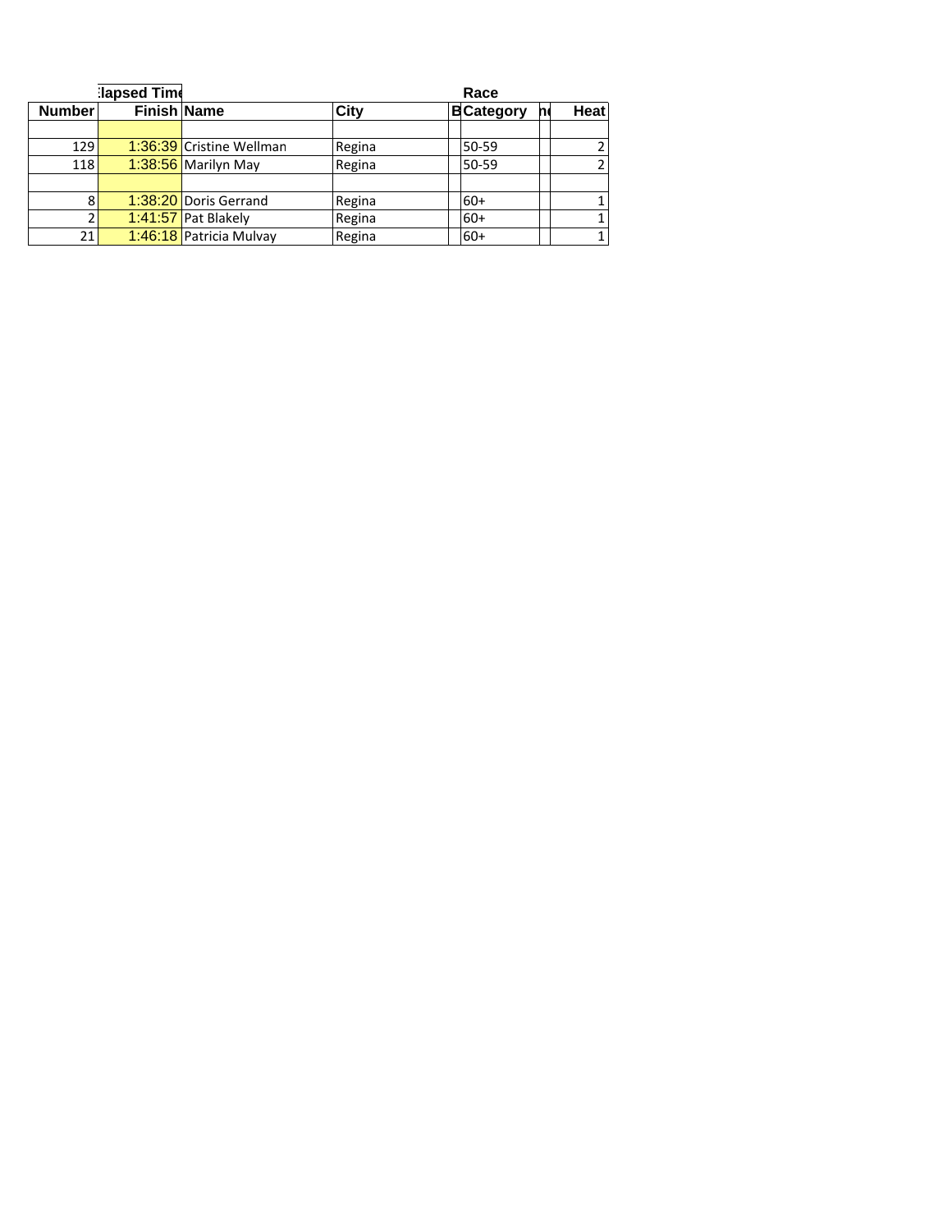| | Elapsed Time | | | | Race | | |
|---|---|---|---|---|---|---|---|
| Number | Finish | Name | City | B | Category | n | Heat |
| | | | | | | | |
| 129 | 1:36:39 | Cristine Wellman | Regina | | 50-59 | | 2 |
| 118 | 1:38:56 | Marilyn May | Regina | | 50-59 | | 2 |
| | | | | | | | |
| 8 | 1:38:20 | Doris Gerrand | Regina | | 60+ | | 1 |
| 2 | 1:41:57 | Pat Blakely | Regina | | 60+ | | 1 |
| 21 | 1:46:18 | Patricia Mulvay | Regina | | 60+ | | 1 |